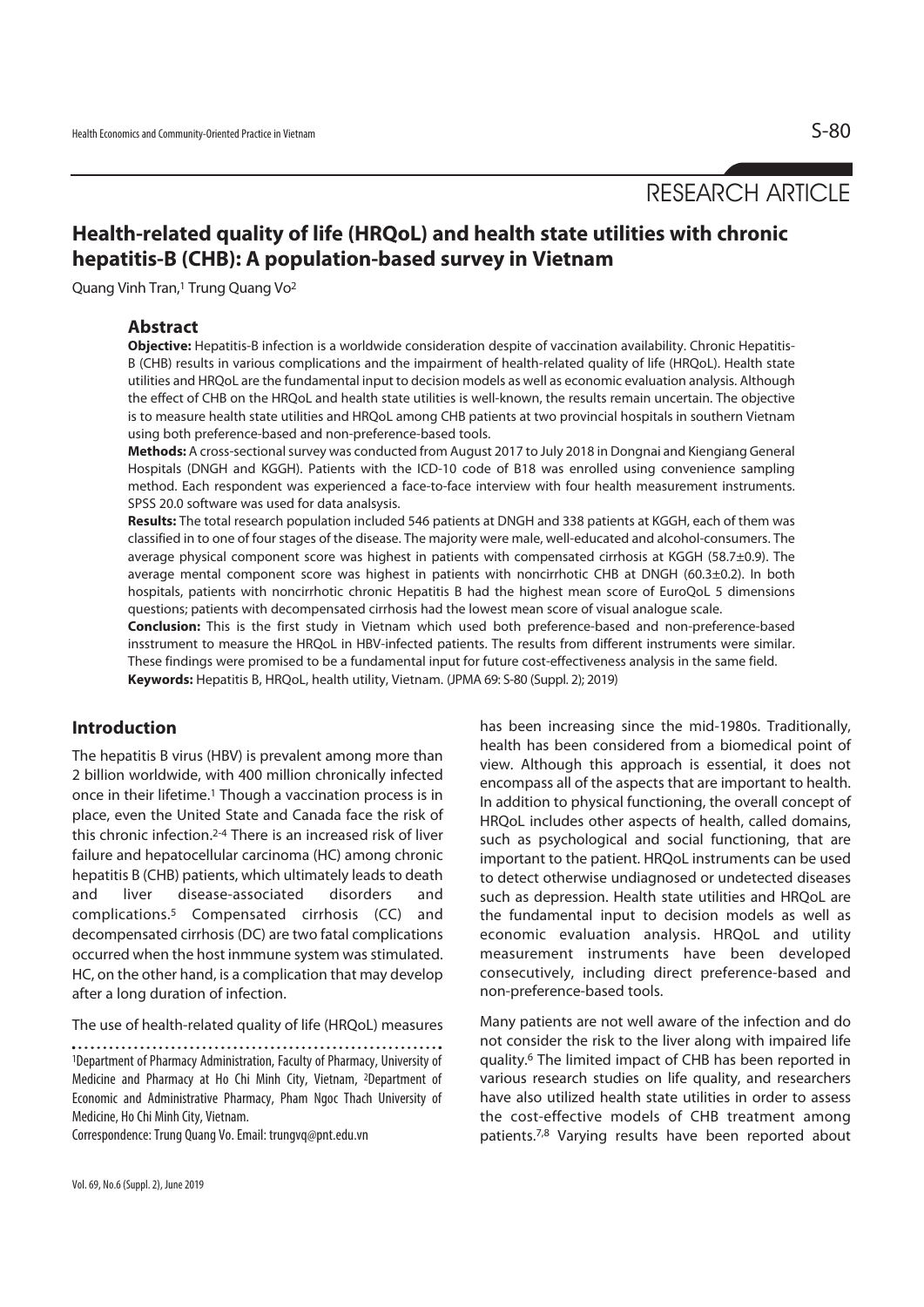RESEARCH ARTICLE

# Health-related quality of life (HRQoL) and health state utilities with chronic hepatitis-B (CHB): A population-based survey in Vietnam

Quang Vinh Tran,[1] Trung Quang Vo[2]

## Abstract

**Objective:** Hepatitis-B infection is a worldwide consideration despite of vaccination availability. Chronic Hepatitis-B (CHB) results in various complications and the impairment of health-related quality of life (HRQoL). Health state utilities and HRQoL are the fundamental input to decision models as well as economic evaluation analysis. Although the effect of CHB on the HRQoL and health state utilities is well-known, the results remain uncertain. The objective is to measure health state utilities and HRQoL among CHB patients at two provincial hospitals in southern Vietnam using both preference-based and non-preference-based tools.

**Methods:** A cross-sectional survey was conducted from August 2017 to July 2018 in Dongnai and Kiengiang General Hospitals (DNGH and KGGH). Patients with the ICD-10 code of B18 were enrolled using convenience sampling method. Each respondent was experienced a face-to-face interview with four health measurement instruments. SPSS 20.0 software was used for data analsysis.

**Results:** The total research population included 546 patients at DNGH and 338 patients at KGGH, each of them was classified in to one of four stages of the disease. The majority were male, well-educated and alcohol-consumers. The average physical component score was highest in patients with compensated cirrhosis at KGGH (58.7±0.9). The average mental component score was highest in patients with noncirrhotic CHB at DNGH (60.3±0.2). In both hospitals, patients with noncirrhotic chronic Hepatitis B had the highest mean score of EuroQoL 5 dimensions questions; patients with decompensated cirrhosis had the lowest mean score of visual analogue scale.

**Conclusion:** This is the first study in Vietnam which used both preference-based and non-preference-based insstrument to measure the HRQoL in HBV-infected patients. The results from different instruments were similar. These findings were promised to be a fundamental input for future cost-effectiveness analysis in the same field.

**Keywords:** Hepatitis B, HRQoL, health utility, Vietnam. (JPMA 69: S-80 (Suppl. 2); 2019)

## Introduction

The hepatitis B virus (HBV) is prevalent among more than 2 billion worldwide, with 400 million chronically infected once in their lifetime.[1] Though a vaccination process is in place, even the United State and Canada face the risk of this chronic infection.[2-4] There is an increased risk of liver failure and hepatocellular carcinoma (HC) among chronic hepatitis B (CHB) patients, which ultimately leads to death and liver disease-associated disorders and complications.[5] Compensated cirrhosis (CC) and decompensated cirrhosis (DC) are two fatal complications occurred when the host inmmune system was stimulated. HC, on the other hand, is a complication that may develop after a long duration of infection.

The use of health-related quality of life (HRQoL) measures has been increasing since the mid-1980s. Traditionally, health has been considered from a biomedical point of view. Although this approach is essential, it does not encompass all of the aspects that are important to health. In addition to physical functioning, the overall concept of HRQoL includes other aspects of health, called domains, such as psychological and social functioning, that are important to the patient. HRQoL instruments can be used to detect otherwise undiagnosed or undetected diseases such as depression. Health state utilities and HRQoL are the fundamental input to decision models as well as economic evaluation analysis. HRQoL and utility measurement instruments have been developed consecutively, including direct preference-based and non-preference-based tools.

Many patients are not well aware of the infection and do not consider the risk to the liver along with impaired life quality.[6] The limited impact of CHB has been reported in various research studies on life quality, and researchers have also utilized health state utilities in order to assess the cost-effective models of CHB treatment among patients.[7,8] Varying results have been reported about

---

[1]Department of Pharmacy Administration, Faculty of Pharmacy, University of Medicine and Pharmacy at Ho Chi Minh City, Vietnam, [2]Department of Economic and Administrative Pharmacy, Pham Ngoc Thach University of Medicine, Ho Chi Minh City, Vietnam.

Correspondence: Trung Quang Vo. Email: trungvq@pnt.edu.vn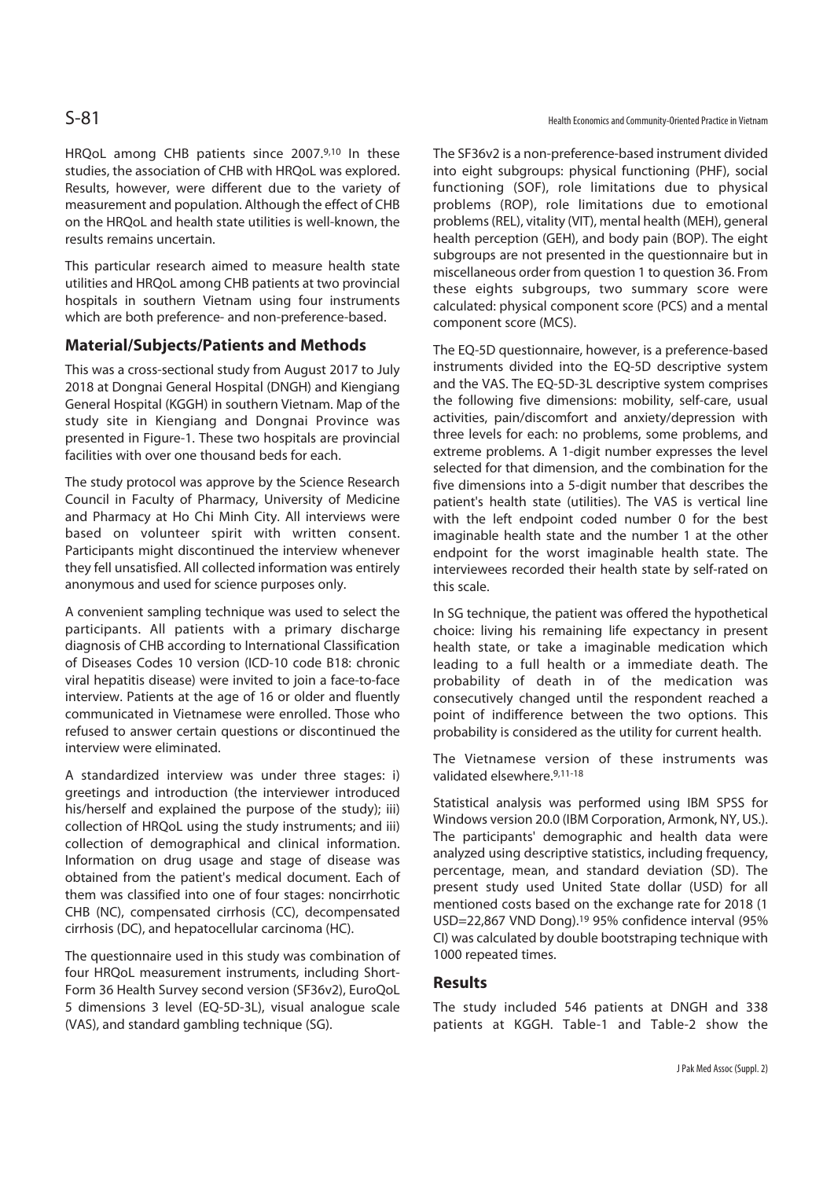HRQoL among CHB patients since 2007.[9,10] In these studies, the association of CHB with HRQoL was explored. Results, however, were different due to the variety of measurement and population. Although the effect of CHB on the HRQoL and health state utilities is well-known, the results remains uncertain.

This particular research aimed to measure health state utilities and HRQoL among CHB patients at two provincial hospitals in southern Vietnam using four instruments which are both preference- and non-preference-based.

## Material/Subjects/Patients and Methods

This was a cross-sectional study from August 2017 to July 2018 at Dongnai General Hospital (DNGH) and Kiengiang General Hospital (KGGH) in southern Vietnam. Map of the study site in Kiengiang and Dongnai Province was presented in Figure-1. These two hospitals are provincial facilities with over one thousand beds for each.

The study protocol was approve by the Science Research Council in Faculty of Pharmacy, University of Medicine and Pharmacy at Ho Chi Minh City. All interviews were based on volunteer spirit with written consent. Participants might discontinued the interview whenever they fell unsatisfied. All collected information was entirely anonymous and used for science purposes only.

A convenient sampling technique was used to select the participants. All patients with a primary discharge diagnosis of CHB according to International Classification of Diseases Codes 10 version (ICD-10 code B18: chronic viral hepatitis disease) were invited to join a face-to-face interview. Patients at the age of 16 or older and fluently communicated in Vietnamese were enrolled. Those who refused to answer certain questions or discontinued the interview were eliminated.

A standardized interview was under three stages: i) greetings and introduction (the interviewer introduced his/herself and explained the purpose of the study); iii) collection of HRQoL using the study instruments; and iii) collection of demographical and clinical information. Information on drug usage and stage of disease was obtained from the patient's medical document. Each of them was classified into one of four stages: noncirrhotic CHB (NC), compensated cirrhosis (CC), decompensated cirrhosis (DC), and hepatocellular carcinoma (HC).

The questionnaire used in this study was combination of four HRQoL measurement instruments, including Short-Form 36 Health Survey second version (SF36v2), EuroQoL 5 dimensions 3 level (EQ-5D-3L), visual analogue scale (VAS), and standard gambling technique (SG).

The SF36v2 is a non-preference-based instrument divided into eight subgroups: physical functioning (PHF), social functioning (SOF), role limitations due to physical problems (ROP), role limitations due to emotional problems (REL), vitality (VIT), mental health (MEH), general health perception (GEH), and body pain (BOP). The eight subgroups are not presented in the questionnaire but in miscellaneous order from question 1 to question 36. From these eights subgroups, two summary score were calculated: physical component score (PCS) and a mental component score (MCS).

The EQ-5D questionnaire, however, is a preference-based instruments divided into the EQ-5D descriptive system and the VAS. The EQ-5D-3L descriptive system comprises the following five dimensions: mobility, self-care, usual activities, pain/discomfort and anxiety/depression with three levels for each: no problems, some problems, and extreme problems. A 1-digit number expresses the level selected for that dimension, and the combination for the five dimensions into a 5-digit number that describes the patient's health state (utilities). The VAS is vertical line with the left endpoint coded number 0 for the best imaginable health state and the number 1 at the other endpoint for the worst imaginable health state. The interviewees recorded their health state by self-rated on this scale.

In SG technique, the patient was offered the hypothetical choice: living his remaining life expectancy in present health state, or take a imaginable medication which leading to a full health or a immediate death. The probability of death in of the medication was consecutively changed until the respondent reached a point of indifference between the two options. This probability is considered as the utility for current health.

The Vietnamese version of these instruments was validated elsewhere.[9,11-18]

Statistical analysis was performed using IBM SPSS for Windows version 20.0 (IBM Corporation, Armonk, NY, US.). The participants' demographic and health data were analyzed using descriptive statistics, including frequency, percentage, mean, and standard deviation (SD). The present study used United State dollar (USD) for all mentioned costs based on the exchange rate for 2018 (1 USD=22,867 VND Dong).[19] 95% confidence interval (95% CI) was calculated by double bootstraping technique with 1000 repeated times.

## Results

The study included 546 patients at DNGH and 338 patients at KGGH. Table-1 and Table-2 show the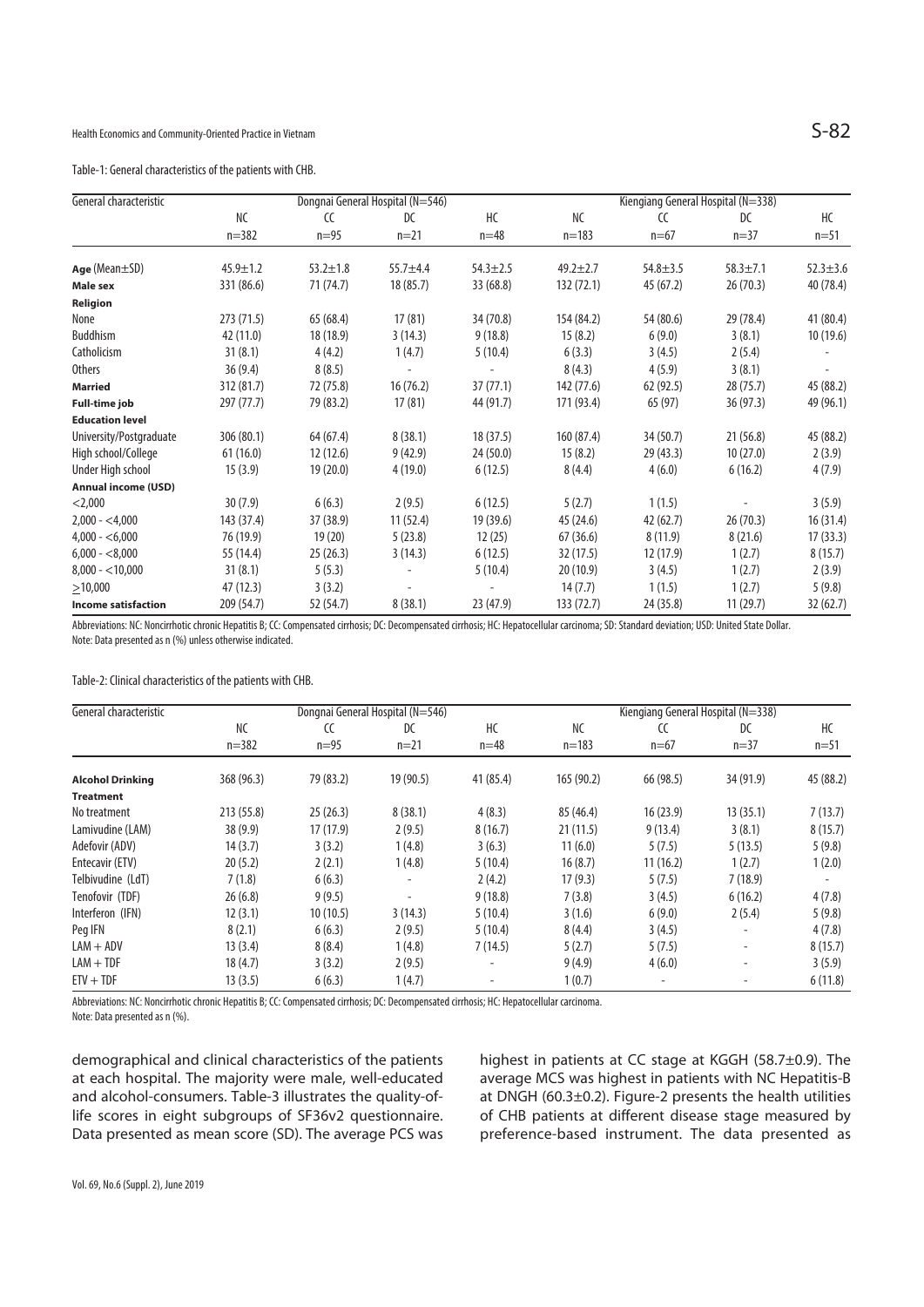Table-1: General characteristics of the patients with CHB.

| General characteristic | Dongnai General Hospital (N=546) | | | | Kiengiang General Hospital (N=338) | | | |
|---|---|---|---|---|---|---|---|---|
| | NC | CC | DC | HC | NC | CC | DC | HC |
| | n=382 | n=95 | n=21 | n=48 | n=183 | n=67 | n=37 | n=51 |
| **Age** (Mean±SD) | 45.9±1.2 | 53.2±1.8 | 55.7±4.4 | 54.3±2.5 | 49.2±2.7 | 54.8±3.5 | 58.3±7.1 | 52.3±3.6 |
| **Male sex** | 331 (86.6) | 71 (74.7) | 18 (85.7) | 33 (68.8) | 132 (72.1) | 45 (67.2) | 26 (70.3) | 40 (78.4) |
| **Religion** | | | | | | | | |
| None | 273 (71.5) | 65 (68.4) | 17 (81) | 34 (70.8) | 154 (84.2) | 54 (80.6) | 29 (78.4) | 41 (80.4) |
| Buddhism | 42 (11.0) | 18 (18.9) | 3 (14.3) | 9 (18.8) | 15 (8.2) | 6 (9.0) | 3 (8.1) | 10 (19.6) |
| Catholicism | 31 (8.1) | 4 (4.2) | 1 (4.7) | 5 (10.4) | 6 (3.3) | 3 (4.5) | 2 (5.4) | - |
| Others | 36 (9.4) | 8 (8.5) | - | - | 8 (4.3) | 4 (5.9) | 3 (8.1) | - |
| **Married** | 312 (81.7) | 72 (75.8) | 16 (76.2) | 37 (77.1) | 142 (77.6) | 62 (92.5) | 28 (75.7) | 45 (88.2) |
| **Full-time job** | 297 (77.7) | 79 (83.2) | 17 (81) | 44 (91.7) | 171 (93.4) | 65 (97) | 36 (97.3) | 49 (96.1) |
| **Education level** | | | | | | | | |
| University/Postgraduate | 306 (80.1) | 64 (67.4) | 8 (38.1) | 18 (37.5) | 160 (87.4) | 34 (50.7) | 21 (56.8) | 45 (88.2) |
| High school/College | 61 (16.0) | 12 (12.6) | 9 (42.9) | 24 (50.0) | 15 (8.2) | 29 (43.3) | 10 (27.0) | 2 (3.9) |
| Under High school | 15 (3.9) | 19 (20.0) | 4 (19.0) | 6 (12.5) | 8 (4.4) | 4 (6.0) | 6 (16.2) | 4 (7.9) |
| **Annual income (USD)** | | | | | | | | |
| <2,000 | 30 (7.9) | 6 (6.3) | 2 (9.5) | 6 (12.5) | 5 (2.7) | 1 (1.5) | - | 3 (5.9) |
| 2,000 - <4,000 | 143 (37.4) | 37 (38.9) | 11 (52.4) | 19 (39.6) | 45 (24.6) | 42 (62.7) | 26 (70.3) | 16 (31.4) |
| 4,000 - <6,000 | 76 (19.9) | 19 (20) | 5 (23.8) | 12 (25) | 67 (36.6) | 8 (11.9) | 8 (21.6) | 17 (33.3) |
| 6,000 - <8,000 | 55 (14.4) | 25 (26.3) | 3 (14.3) | 6 (12.5) | 32 (17.5) | 12 (17.9) | 1 (2.7) | 8 (15.7) |
| 8,000 - <10,000 | 31 (8.1) | 5 (5.3) | - | 5 (10.4) | 20 (10.9) | 3 (4.5) | 1 (2.7) | 2 (3.9) |
| ≥10,000 | 47 (12.3) | 3 (3.2) | - | - | 14 (7.7) | 1 (1.5) | 1 (2.7) | 5 (9.8) |
| **Income satisfaction** | 209 (54.7) | 52 (54.7) | 8 (38.1) | 23 (47.9) | 133 (72.7) | 24 (35.8) | 11 (29.7) | 32 (62.7) |

Abbreviations: NC: Noncirrhotic chronic Hepatitis B; CC: Compensated cirrhosis; DC: Decompensated cirrhosis; HC: Hepatocellular carcinoma; SD: Standard deviation; USD: United State Dollar.
Note: Data presented as n (%) unless otherwise indicated.

Table-2: Clinical characteristics of the patients with CHB.

| General characteristic | Dongnai General Hospital (N=546) | | | | Kiengiang General Hospital (N=338) | | | |
|---|---|---|---|---|---|---|---|---|
| | NC | CC | DC | HC | NC | CC | DC | HC |
| | n=382 | n=95 | n=21 | n=48 | n=183 | n=67 | n=37 | n=51 |
| **Alcohol Drinking** | 368 (96.3) | 79 (83.2) | 19 (90.5) | 41 (85.4) | 165 (90.2) | 66 (98.5) | 34 (91.9) | 45 (88.2) |
| **Treatment** | | | | | | | | |
| No treatment | 213 (55.8) | 25 (26.3) | 8 (38.1) | 4 (8.3) | 85 (46.4) | 16 (23.9) | 13 (35.1) | 7 (13.7) |
| Lamivudine (LAM) | 38 (9.9) | 17 (17.9) | 2 (9.5) | 8 (16.7) | 21 (11.5) | 9 (13.4) | 3 (8.1) | 8 (15.7) |
| Adefovir (ADV) | 14 (3.7) | 3 (3.2) | 1 (4.8) | 3 (6.3) | 11 (6.0) | 5 (7.5) | 5 (13.5) | 5 (9.8) |
| Entecavir (ETV) | 20 (5.2) | 2 (2.1) | 1 (4.8) | 5 (10.4) | 16 (8.7) | 11 (16.2) | 1 (2.7) | 1 (2.0) |
| Telbivudine (LdT) | 7 (1.8) | 6 (6.3) | - | 2 (4.2) | 17 (9.3) | 5 (7.5) | 7 (18.9) | - |
| Tenofovir (TDF) | 26 (6.8) | 9 (9.5) | - | 9 (18.8) | 7 (3.8) | 3 (4.5) | 6 (16.2) | 4 (7.8) |
| Interferon (IFN) | 12 (3.1) | 10 (10.5) | 3 (14.3) | 5 (10.4) | 3 (1.6) | 6 (9.0) | 2 (5.4) | 5 (9.8) |
| Peg IFN | 8 (2.1) | 6 (6.3) | 2 (9.5) | 5 (10.4) | 8 (4.4) | 3 (4.5) | - | 4 (7.8) |
| LAM + ADV | 13 (3.4) | 8 (8.4) | 1 (4.8) | 7 (14.5) | 5 (2.7) | 5 (7.5) | - | 8 (15.7) |
| LAM + TDF | 18 (4.7) | 3 (3.2) | 2 (9.5) | - | 9 (4.9) | 4 (6.0) | - | 3 (5.9) |
| ETV + TDF | 13 (3.5) | 6 (6.3) | 1 (4.7) | - | 1 (0.7) | - | - | 6 (11.8) |

Abbreviations: NC: Noncirrhotic chronic Hepatitis B; CC: Compensated cirrhosis; DC: Decompensated cirrhosis; HC: Hepatocellular carcinoma.
Note: Data presented as n (%).

demographical and clinical characteristics of the patients at each hospital. The majority were male, well-educated and alcohol-consumers. Table-3 illustrates the quality-of-life scores in eight subgroups of SF36v2 questionnaire. Data presented as mean score (SD). The average PCS was highest in patients at CC stage at KGGH (58.7±0.9). The average MCS was highest in patients with NC Hepatitis-B at DNGH (60.3±0.2). Figure-2 presents the health utilities of CHB patients at different disease stage measured by preference-based instrument. The data presented as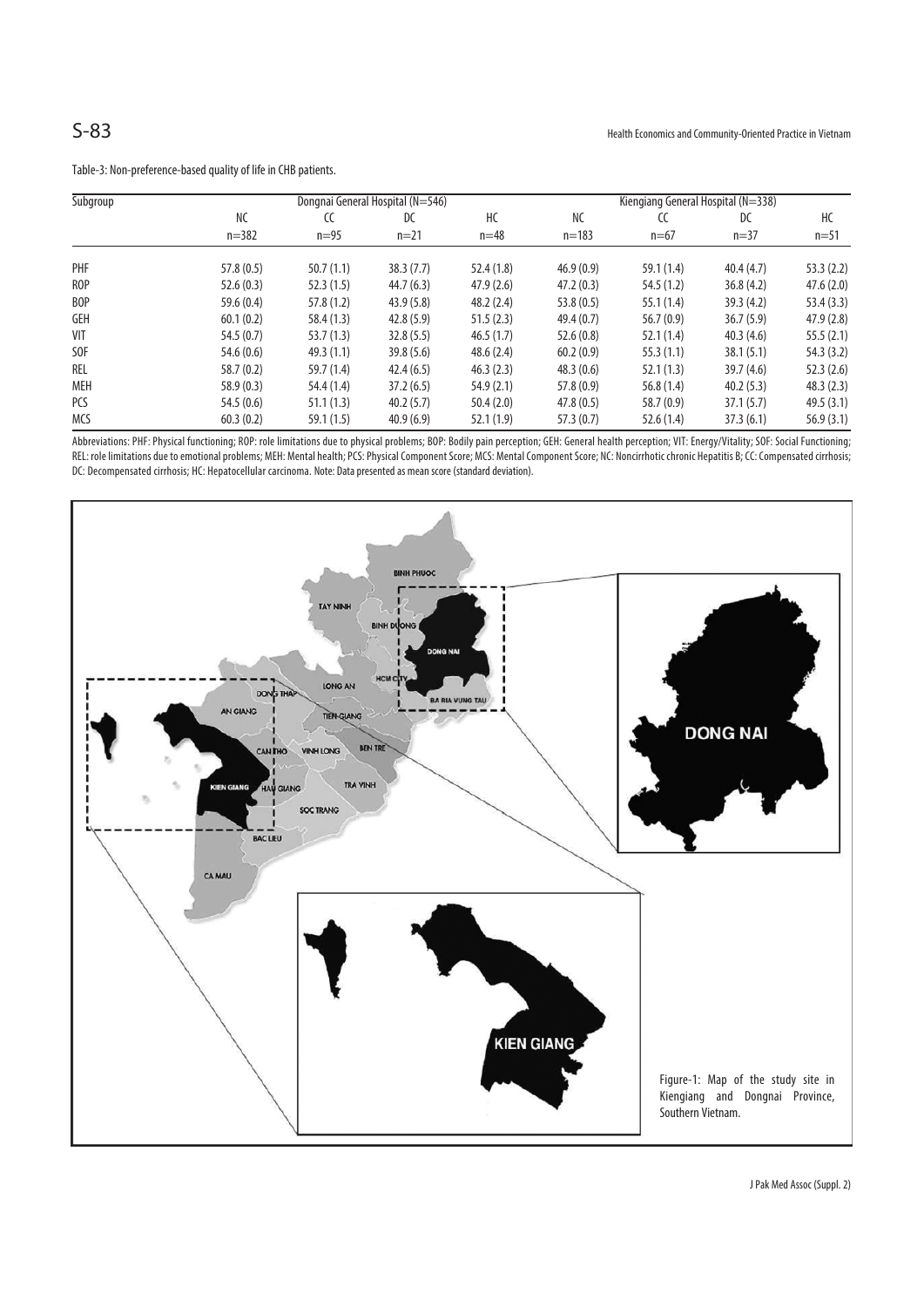Table-3: Non-preference-based quality of life in CHB patients.

| Subgroup | Dongnai General Hospital (N=546) | | | | Kiengiang General Hospital (N=338) | | | |
|---|---|---|---|---|---|---|---|---|
| | NC | CC | DC | HC | NC | CC | DC | HC |
| | n=382 | n=95 | n=21 | n=48 | n=183 | n=67 | n=37 | n=51 |
| PHF | 57.8 (0.5) | 50.7 (1.1) | 38.3 (7.7) | 52.4 (1.8) | 46.9 (0.9) | 59.1 (1.4) | 40.4 (4.7) | 53.3 (2.2) |
| ROP | 52.6 (0.3) | 52.3 (1.5) | 44.7 (6.3) | 47.9 (2.6) | 47.2 (0.3) | 54.5 (1.2) | 36.8 (4.2) | 47.6 (2.0) |
| BOP | 59.6 (0.4) | 57.8 (1.2) | 43.9 (5.8) | 48.2 (2.4) | 53.8 (0.5) | 55.1 (1.4) | 39.3 (4.2) | 53.4 (3.3) |
| GEH | 60.1 (0.2) | 58.4 (1.3) | 42.8 (5.9) | 51.5 (2.3) | 49.4 (0.7) | 56.7 (0.9) | 36.7 (5.9) | 47.9 (2.8) |
| VIT | 54.5 (0.7) | 53.7 (1.3) | 32.8 (5.5) | 46.5 (1.7) | 52.6 (0.8) | 52.1 (1.4) | 40.3 (4.6) | 55.5 (2.1) |
| SOF | 54.6 (0.6) | 49.3 (1.1) | 39.8 (5.6) | 48.6 (2.4) | 60.2 (0.9) | 55.3 (1.1) | 38.1 (5.1) | 54.3 (3.2) |
| REL | 58.7 (0.2) | 59.7 (1.4) | 42.4 (6.5) | 46.3 (2.3) | 48.3 (0.6) | 52.1 (1.3) | 39.7 (4.6) | 52.3 (2.6) |
| MEH | 58.9 (0.3) | 54.4 (1.4) | 37.2 (6.5) | 54.9 (2.1) | 57.8 (0.9) | 56.8 (1.4) | 40.2 (5.3) | 48.3 (2.3) |
| PCS | 54.5 (0.6) | 51.1 (1.3) | 40.2 (5.7) | 50.4 (2.0) | 47.8 (0.5) | 58.7 (0.9) | 37.1 (5.7) | 49.5 (3.1) |
| MCS | 60.3 (0.2) | 59.1 (1.5) | 40.9 (6.9) | 52.1 (1.9) | 57.3 (0.7) | 52.6 (1.4) | 37.3 (6.1) | 56.9 (3.1) |

Abbreviations: PHF: Physical functioning; ROP: role limitations due to physical problems; BOP: Bodily pain perception; GEH: General health perception; VIT: Energy/Vitality; SOF: Social Functioning; REL: role limitations due to emotional problems; MEH: Mental health; PCS: Physical Component Score; MCS: Mental Component Score; NC: Noncirrhotic chronic Hepatitis B; CC: Compensated cirrhosis; DC: Decompensated cirrhosis; HC: Hepatocellular carcinoma. Note: Data presented as mean score (standard deviation).

Figure-1: Map of the study site in Kiengiang and Dongnai Province, Southern Vietnam.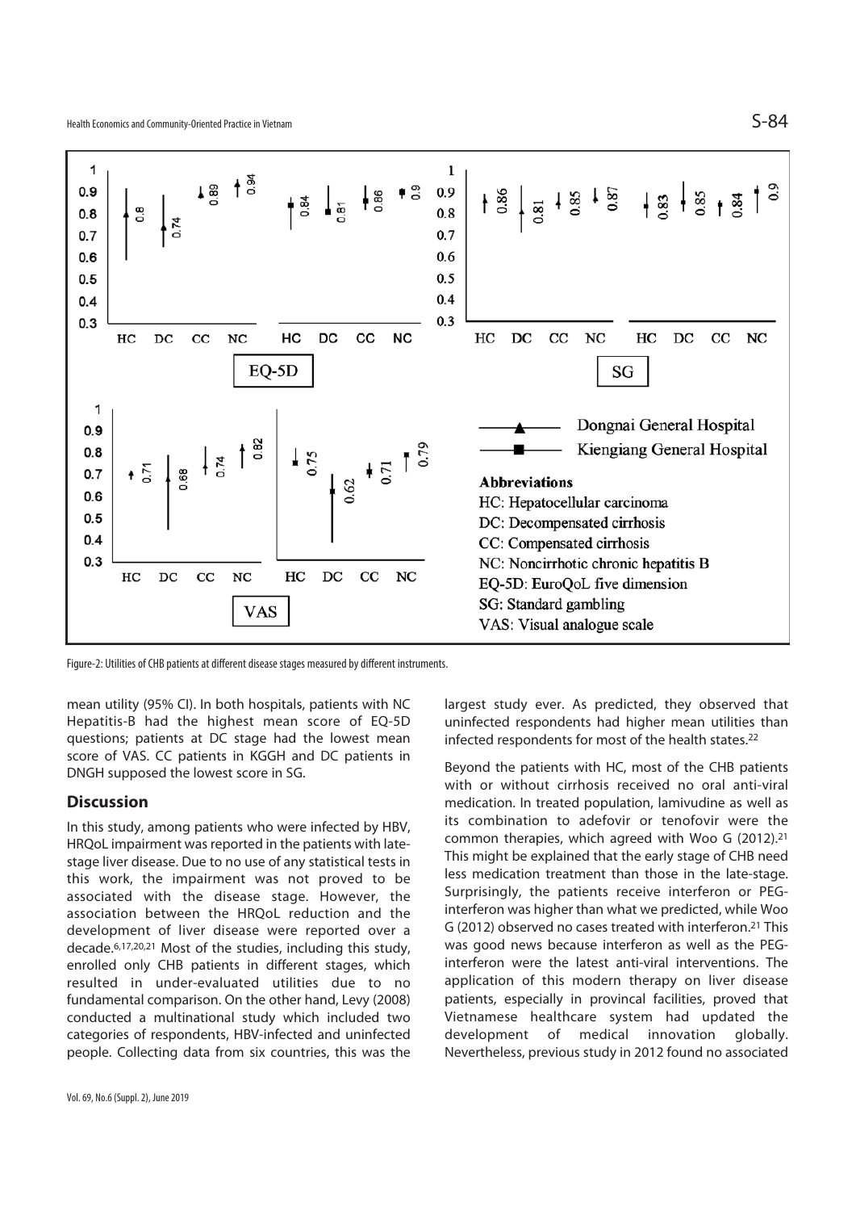Figure-2: Utilities of CHB patients at different disease stages measured by different instruments.

mean utility (95% CI). In both hospitals, patients with NC Hepatitis-B had the highest mean score of EQ-5D questions; patients at DC stage had the lowest mean score of VAS. CC patients in KGGH and DC patients in DNGH supposed the lowest score in SG.

## Discussion

In this study, among patients who were infected by HBV, HRQoL impairment was reported in the patients with late-stage liver disease. Due to no use of any statistical tests in this work, the impairment was not proved to be associated with the disease stage. However, the association between the HRQoL reduction and the development of liver disease were reported over a decade.[6,17,20,21] Most of the studies, including this study, enrolled only CHB patients in different stages, which resulted in under-evaluated utilities due to no fundamental comparison. On the other hand, Levy (2008) conducted a multinational study which included two categories of respondents, HBV-infected and uninfected people. Collecting data from six countries, this was the largest study ever. As predicted, they observed that uninfected respondents had higher mean utilities than infected respondents for most of the health states.[22]

Beyond the patients with HC, most of the CHB patients with or without cirrhosis received no oral anti-viral medication. In treated population, lamivudine as well as its combination to adefovir or tenofovir were the common therapies, which agreed with Woo G (2012).[21] This might be explained that the early stage of CHB need less medication treatment than those in the late-stage. Surprisingly, the patients receive interferon or PEG-interferon was higher than what we predicted, while Woo G (2012) observed no cases treated with interferon.[21] This was good news because interferon as well as the PEG-interferon were the latest anti-viral interventions. The application of this modern therapy on liver disease patients, especially in provincal facilities, proved that Vietnamese healthcare system had updated the development of medical innovation globally. Nevertheless, previous study in 2012 found no associated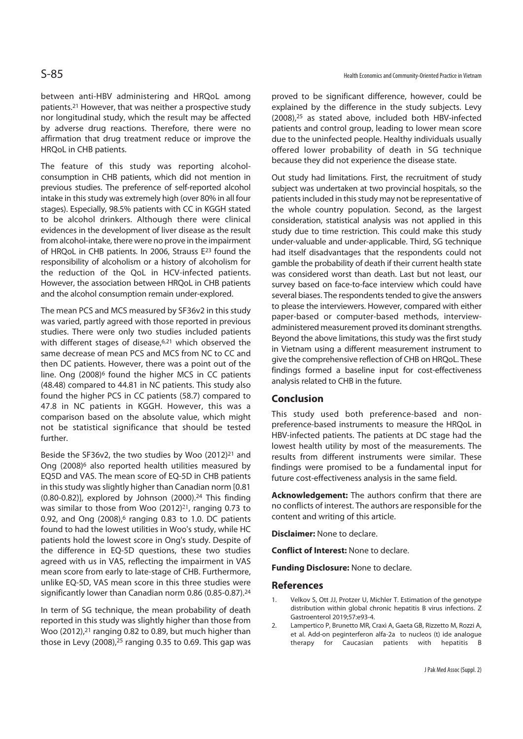between anti-HBV administering and HRQoL among patients.[21] However, that was neither a prospective study nor longitudinal study, which the result may be affected by adverse drug reactions. Therefore, there were no affirmation that drug treatment reduce or improve the HRQoL in CHB patients.

The feature of this study was reporting alcohol-consumption in CHB patients, which did not mention in previous studies. The preference of self-reported alcohol intake in this study was extremely high (over 80% in all four stages). Especially, 98.5% patients with CC in KGGH stated to be alcohol drinkers. Although there were clinical evidences in the development of liver disease as the result from alcohol-intake, there were no prove in the impairment of HRQoL in CHB patients. In 2006, Strauss E[23] found the responsibility of alcoholism or a history of alcoholism for the reduction of the QoL in HCV-infected patients. However, the association between HRQoL in CHB patients and the alcohol consumption remain under-explored.

The mean PCS and MCS measured by SF36v2 in this study was varied, partly agreed with those reported in previous studies. There were only two studies included patients with different stages of disease,[6,21] which observed the same decrease of mean PCS and MCS from NC to CC and then DC patients. However, there was a point out of the line. Ong (2008)[6] found the higher MCS in CC patients (48.48) compared to 44.81 in NC patients. This study also found the higher PCS in CC patients (58.7) compared to 47.8 in NC patients in KGGH. However, this was a comparison based on the absolute value, which might not be statistical significance that should be tested further.

Beside the SF36v2, the two studies by Woo (2012)[21] and Ong (2008)[6] also reported health utilities measured by EQ5D and VAS. The mean score of EQ-5D in CHB patients in this study was slightly higher than Canadian norm [0.81 (0.80-0.82)], explored by Johnson (2000).[24] This finding was similar to those from Woo (2012)[21], ranging 0.73 to 0.92, and Ong (2008),[6] ranging 0.83 to 1.0. DC patients found to had the lowest utilities in Woo's study, while HC patients hold the lowest score in Ong's study. Despite of the difference in EQ-5D questions, these two studies agreed with us in VAS, reflecting the impairment in VAS mean score from early to late-stage of CHB. Furthermore, unlike EQ-5D, VAS mean score in this three studies were significantly lower than Canadian norm 0.86 (0.85-0.87).[24]

In term of SG technique, the mean probability of death reported in this study was slightly higher than those from Woo (2012),[21] ranging 0.82 to 0.89, but much higher than those in Levy (2008),[25] ranging 0.35 to 0.69. This gap was proved to be significant difference, however, could be explained by the difference in the study subjects. Levy (2008),[25] as stated above, included both HBV-infected patients and control group, leading to lower mean score due to the uninfected people. Healthy individuals usually offered lower probability of death in SG technique because they did not experience the disease state.

Out study had limitations. First, the recruitment of study subject was undertaken at two provincial hospitals, so the patients included in this study may not be representative of the whole country population. Second, as the largest consideration, statistical analysis was not applied in this study due to time restriction. This could make this study under-valuable and under-applicable. Third, SG technique had itself disadvantages that the respondents could not gamble the probability of death if their current health state was considered worst than death. Last but not least, our survey based on face-to-face interview which could have several biases. The respondents tended to give the answers to please the interviewers. However, compared with either paper-based or computer-based methods, interview-administered measurement proved its dominant strengths. Beyond the above limitations, this study was the first study in Vietnam using a different measurement instrument to give the comprehensive reflection of CHB on HRQoL. These findings formed a baseline input for cost-effectiveness analysis related to CHB in the future.

## Conclusion

This study used both preference-based and non-preference-based instruments to measure the HRQoL in HBV-infected patients. The patients at DC stage had the lowest health utility by most of the measurements. The results from different instruments were similar. These findings were promised to be a fundamental input for future cost-effectiveness analysis in the same field.

**Acknowledgement:** The authors confirm that there are no conflicts of interest. The authors are responsible for the content and writing of this article.

**Disclaimer:** None to declare.

**Conflict of Interest:** None to declare.

**Funding Disclosure:** None to declare.

## References

1. Velkov S, Ott JJ, Protzer U, Michler T. Estimation of the genotype distribution within global chronic hepatitis B virus infections. Z Gastroenterol 2019;57:e93-4.
2. Lampertico P, Brunetto MR, Craxì A, Gaeta GB, Rizzetto M, Rozzi A, et al. Add-on peginterferon alfa-2a to nucleos (t) ide analogue therapy for Caucasian patients with hepatitis B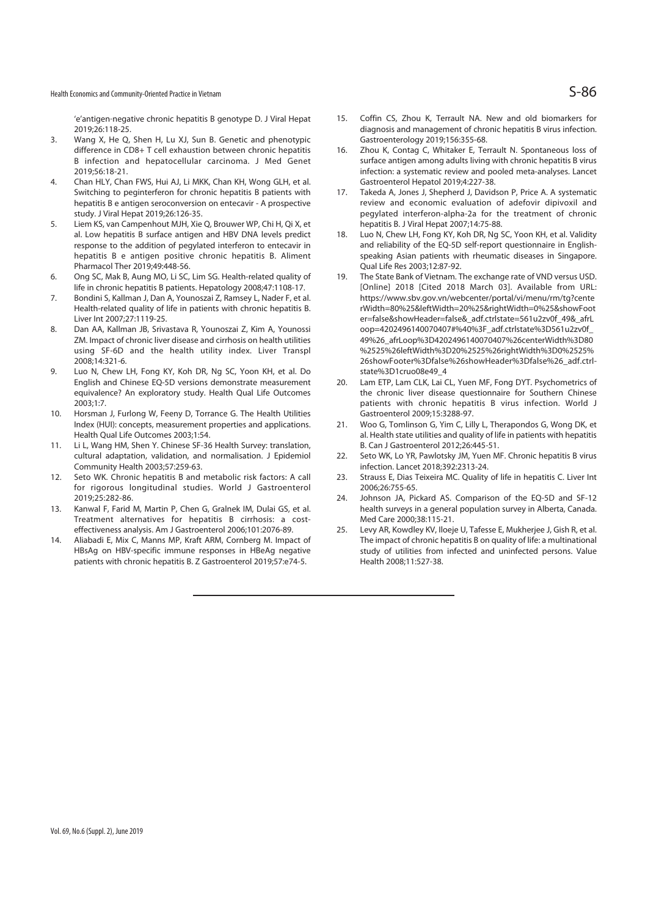'e'antigen-negative chronic hepatitis B genotype D. J Viral Hepat 2019;26:118-25.

3. Wang X, He Q, Shen H, Lu XJ, Sun B. Genetic and phenotypic difference in CD8+ T cell exhaustion between chronic hepatitis B infection and hepatocellular carcinoma. J Med Genet 2019;56:18-21.
4. Chan HLY, Chan FWS, Hui AJ, Li MKK, Chan KH, Wong GLH, et al. Switching to peginterferon for chronic hepatitis B patients with hepatitis B e antigen seroconversion on entecavir - A prospective study. J Viral Hepat 2019;26:126-35.
5. Liem KS, van Campenhout MJH, Xie Q, Brouwer WP, Chi H, Qi X, et al. Low hepatitis B surface antigen and HBV DNA levels predict response to the addition of pegylated interferon to entecavir in hepatitis B e antigen positive chronic hepatitis B. Aliment Pharmacol Ther 2019;49:448-56.
6. Ong SC, Mak B, Aung MO, Li SC, Lim SG. Health-related quality of life in chronic hepatitis B patients. Hepatology 2008;47:1108-17.
7. Bondini S, Kallman J, Dan A, Younoszai Z, Ramsey L, Nader F, et al. Health-related quality of life in patients with chronic hepatitis B. Liver Int 2007;27:1119-25.
8. Dan AA, Kallman JB, Srivastava R, Younoszai Z, Kim A, Younossi ZM. Impact of chronic liver disease and cirrhosis on health utilities using SF-6D and the health utility index. Liver Transpl 2008;14:321-6.
9. Luo N, Chew LH, Fong KY, Koh DR, Ng SC, Yoon KH, et al. Do English and Chinese EQ-5D versions demonstrate measurement equivalence? An exploratory study. Health Qual Life Outcomes 2003;1:7.
10. Horsman J, Furlong W, Feeny D, Torrance G. The Health Utilities Index (HUI): concepts, measurement properties and applications. Health Qual Life Outcomes 2003;1:54.
11. Li L, Wang HM, Shen Y. Chinese SF-36 Health Survey: translation, cultural adaptation, validation, and normalisation. J Epidemiol Community Health 2003;57:259-63.
12. Seto WK. Chronic hepatitis B and metabolic risk factors: A call for rigorous longitudinal studies. World J Gastroenterol 2019;25:282-86.
13. Kanwal F, Farid M, Martin P, Chen G, Gralnek IM, Dulai GS, et al. Treatment alternatives for hepatitis B cirrhosis: a cost-effectiveness analysis. Am J Gastroenterol 2006;101:2076-89.
14. Aliabadi E, Mix C, Manns MP, Kraft ARM, Cornberg M. Impact of HBsAg on HBV-specific immune responses in HBeAg negative patients with chronic hepatitis B. Z Gastroenterol 2019;57:e74-5.
15. Coffin CS, Zhou K, Terrault NA. New and old biomarkers for diagnosis and management of chronic hepatitis B virus infection. Gastroenterology 2019;156:355-68.
16. Zhou K, Contag C, Whitaker E, Terrault N. Spontaneous loss of surface antigen among adults living with chronic hepatitis B virus infection: a systematic review and pooled meta-analyses. Lancet Gastroenterol Hepatol 2019;4:227-38.
17. Takeda A, Jones J, Shepherd J, Davidson P, Price A. A systematic review and economic evaluation of adefovir dipivoxil and pegylated interferon-alpha-2a for the treatment of chronic hepatitis B. J Viral Hepat 2007;14:75-88.
18. Luo N, Chew LH, Fong KY, Koh DR, Ng SC, Yoon KH, et al. Validity and reliability of the EQ-5D self-report questionnaire in English-speaking Asian patients with rheumatic diseases in Singapore. Qual Life Res 2003;12:87-92.
19. The State Bank of Vietnam. The exchange rate of VND versus USD. [Online] 2018 [Cited 2018 March 03]. Available from URL: https://www.sbv.gov.vn/webcenter/portal/vi/menu/rm/tg?centerWidth=80%25&leftWidth=20%25&rightWidth=0%25&showFooter=false&showHeader=false&_adf.ctrlstate=561u2zv0f_49&_afrLoop=4202496140070407#%40%3F_adf.ctrlstate%3D561u2zv0f_49%26_afrLoop%3D4202496140070407%26centerWidth%3D80%2525%26leftWidth%3D20%2525%26rightWidth%3D0%2525%26showFooter%3Dfalse%26showHeader%3Dfalse%26_adf.ctrl-state%3D1cruo08e49_4
20. Lam ETP, Lam CLK, Lai CL, Yuen MF, Fong DYT. Psychometrics of the chronic liver disease questionnaire for Southern Chinese patients with chronic hepatitis B virus infection. World J Gastroenterol 2009;15:3288-97.
21. Woo G, Tomlinson G, Yim C, Lilly L, Therapondos G, Wong DK, et al. Health state utilities and quality of life in patients with hepatitis B. Can J Gastroenterol 2012;26:445-51.
22. Seto WK, Lo YR, Pawlotsky JM, Yuen MF. Chronic hepatitis B virus infection. Lancet 2018;392:2313-24.
23. Strauss E, Dias Teixeira MC. Quality of life in hepatitis C. Liver Int 2006;26:755-65.
24. Johnson JA, Pickard AS. Comparison of the EQ-5D and SF-12 health surveys in a general population survey in Alberta, Canada. Med Care 2000;38:115-21.
25. Levy AR, Kowdley KV, Iloeje U, Tafesse E, Mukherjee J, Gish R, et al. The impact of chronic hepatitis B on quality of life: a multinational study of utilities from infected and uninfected persons. Value Health 2008;11:527-38.